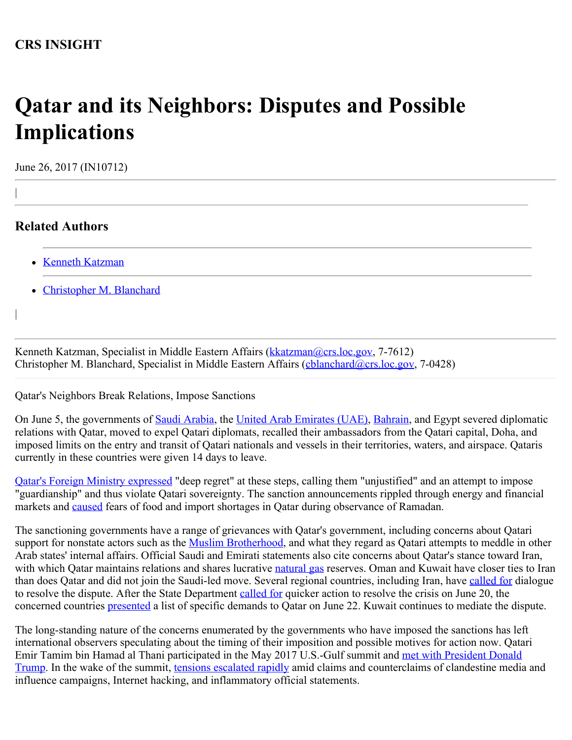**CRS INSIGHT**

# Qatar and its Neighbors: Disputes and Possible Implications

June 26, 2017 (IN10712)

## Related Authors

- Kenneth Katzman
- Christopher M. Blanchard

Kenneth Katzman, Specialist in Middle Eastern Affairs (kkatzman@crs.loc.gov, 7-7612)
Christopher M. Blanchard, Specialist in Middle Eastern Affairs (cblanchard@crs.loc.gov, 7-0428)

Qatar's Neighbors Break Relations, Impose Sanctions

On June 5, the governments of Saudi Arabia, the United Arab Emirates (UAE), Bahrain, and Egypt severed diplomatic relations with Qatar, moved to expel Qatari diplomats, recalled their ambassadors from the Qatari capital, Doha, and imposed limits on the entry and transit of Qatari nationals and vessels in their territories, waters, and airspace. Qataris currently in these countries were given 14 days to leave.

Qatar's Foreign Ministry expressed "deep regret" at these steps, calling them "unjustified" and an attempt to impose "guardianship" and thus violate Qatari sovereignty. The sanction announcements rippled through energy and financial markets and caused fears of food and import shortages in Qatar during observance of Ramadan.

The sanctioning governments have a range of grievances with Qatar's government, including concerns about Qatari support for nonstate actors such as the Muslim Brotherhood, and what they regard as Qatari attempts to meddle in other Arab states' internal affairs. Official Saudi and Emirati statements also cite concerns about Qatar's stance toward Iran, with which Qatar maintains relations and shares lucrative natural gas reserves. Oman and Kuwait have closer ties to Iran than does Qatar and did not join the Saudi-led move. Several regional countries, including Iran, have called for dialogue to resolve the dispute. After the State Department called for quicker action to resolve the crisis on June 20, the concerned countries presented a list of specific demands to Qatar on June 22. Kuwait continues to mediate the dispute.

The long-standing nature of the concerns enumerated by the governments who have imposed the sanctions has left international observers speculating about the timing of their imposition and possible motives for action now. Qatari Emir Tamim bin Hamad al Thani participated in the May 2017 U.S.-Gulf summit and met with President Donald Trump. In the wake of the summit, tensions escalated rapidly amid claims and counterclaims of clandestine media and influence campaigns, Internet hacking, and inflammatory official statements.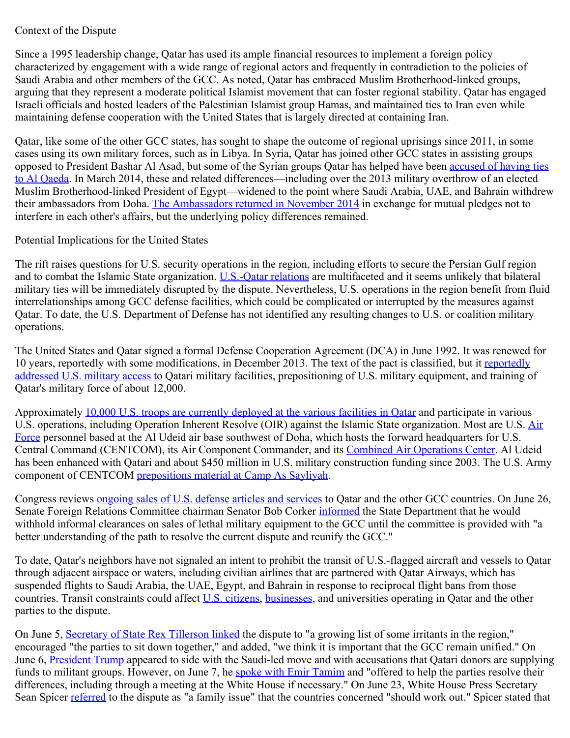## Context of the Dispute

Since a 1995 leadership change, Qatar has used its ample financial resources to implement a foreign policy characterized by engagement with a wide range of regional actors and frequently in contradiction to the policies of Saudi Arabia and other members of the GCC. As noted, Qatar has embraced Muslim Brotherhood-linked groups, arguing that they represent a moderate political Islamist movement that can foster regional stability. Qatar has engaged Israeli officials and hosted leaders of the Palestinian Islamist group Hamas, and maintained ties to Iran even while maintaining defense cooperation with the United States that is largely directed at containing Iran.

Qatar, like some of the other GCC states, has sought to shape the outcome of regional uprisings since 2011, in some cases using its own military forces, such as in Libya. In Syria, Qatar has joined other GCC states in assisting groups opposed to President Bashar Al Asad, but some of the Syrian groups Qatar has helped have been accused of having ties to Al Qaeda. In March 2014, these and related differences—including over the 2013 military overthrow of an elected Muslim Brotherhood-linked President of Egypt—widened to the point where Saudi Arabia, UAE, and Bahrain withdrew their ambassadors from Doha. The Ambassadors returned in November 2014 in exchange for mutual pledges not to interfere in each other's affairs, but the underlying policy differences remained.

## Potential Implications for the United States

The rift raises questions for U.S. security operations in the region, including efforts to secure the Persian Gulf region and to combat the Islamic State organization. U.S.-Qatar relations are multifaceted and it seems unlikely that bilateral military ties will be immediately disrupted by the dispute. Nevertheless, U.S. operations in the region benefit from fluid interrelationships among GCC defense facilities, which could be complicated or interrupted by the measures against Qatar. To date, the U.S. Department of Defense has not identified any resulting changes to U.S. or coalition military operations.

The United States and Qatar signed a formal Defense Cooperation Agreement (DCA) in June 1992. It was renewed for 10 years, reportedly with some modifications, in December 2013. The text of the pact is classified, but it reportedly addressed U.S. military access to Qatari military facilities, prepositioning of U.S. military equipment, and training of Qatar's military force of about 12,000.

Approximately 10,000 U.S. troops are currently deployed at the various facilities in Qatar and participate in various U.S. operations, including Operation Inherent Resolve (OIR) against the Islamic State organization. Most are U.S. Air Force personnel based at the Al Udeid air base southwest of Doha, which hosts the forward headquarters for U.S. Central Command (CENTCOM), its Air Component Commander, and its Combined Air Operations Center. Al Udeid has been enhanced with Qatari and about $450 million in U.S. military construction funding since 2003. The U.S. Army component of CENTCOM prepositions material at Camp As Sayliyah.

Congress reviews ongoing sales of U.S. defense articles and services to Qatar and the other GCC countries. On June 26, Senate Foreign Relations Committee chairman Senator Bob Corker informed the State Department that he would withhold informal clearances on sales of lethal military equipment to the GCC until the committee is provided with "a better understanding of the path to resolve the current dispute and reunify the GCC."

To date, Qatar's neighbors have not signaled an intent to prohibit the transit of U.S.-flagged aircraft and vessels to Qatar through adjacent airspace or waters, including civilian airlines that are partnered with Qatar Airways, which has suspended flights to Saudi Arabia, the UAE, Egypt, and Bahrain in response to reciprocal flight bans from those countries. Transit constraints could affect U.S. citizens, businesses, and universities operating in Qatar and the other parties to the dispute.

On June 5, Secretary of State Rex Tillerson linked the dispute to "a growing list of some irritants in the region," encouraged "the parties to sit down together," and added, "we think it is important that the GCC remain unified." On June 6, President Trump appeared to side with the Saudi-led move and with accusations that Qatari donors are supplying funds to militant groups. However, on June 7, he spoke with Emir Tamim and "offered to help the parties resolve their differences, including through a meeting at the White House if necessary." On June 23, White House Press Secretary Sean Spicer referred to the dispute as "a family issue" that the countries concerned "should work out." Spicer stated that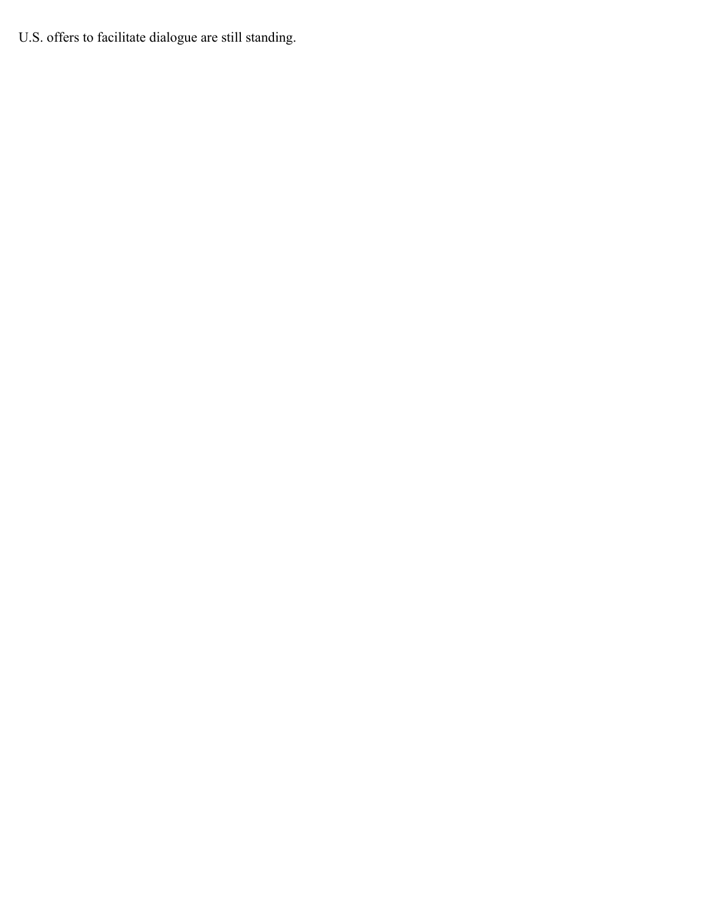U.S. offers to facilitate dialogue are still standing.